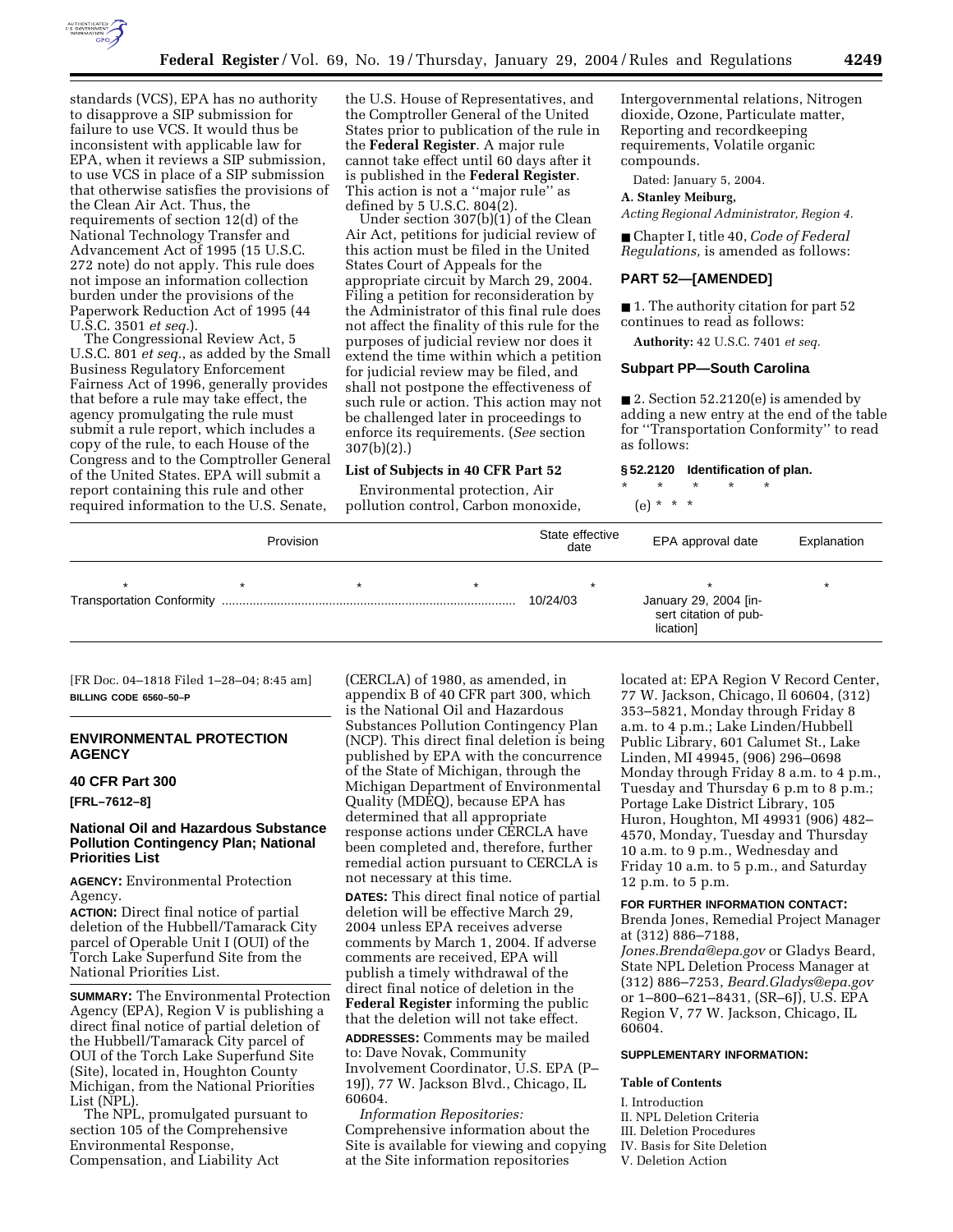standards (VCS), EPA has no authority to disapprove a SIP submission for failure to use VCS. It would thus be inconsistent with applicable law for EPA, when it reviews a SIP submission, to use VCS in place of a SIP submission that otherwise satisfies the provisions of the Clean Air Act. Thus, the requirements of section 12(d) of the National Technology Transfer and Advancement Act of 1995 (15 U.S.C. 272 note) do not apply. This rule does not impose an information collection burden under the provisions of the Paperwork Reduction Act of 1995 (44 U.S.C. 3501 *et seq.*).

The Congressional Review Act, 5 U.S.C. 801 *et seq.*, as added by the Small Business Regulatory Enforcement Fairness Act of 1996, generally provides that before a rule may take effect, the agency promulgating the rule must submit a rule report, which includes a copy of the rule, to each House of the Congress and to the Comptroller General of the United States. EPA will submit a report containing this rule and other required information to the U.S. Senate, the U.S. House of Representatives, and the Comptroller General of the United States prior to publication of the rule in the **Federal Register**. A major rule cannot take effect until 60 days after it is published in the **Federal Register**. This action is not a ''major rule'' as defined by 5 U.S.C. 804(2).

Under section 307(b)(1) of the Clean Air Act, petitions for judicial review of this action must be filed in the United States Court of Appeals for the appropriate circuit by March 29, 2004. Filing a petition for reconsideration by the Administrator of this final rule does not affect the finality of this rule for the purposes of judicial review nor does it extend the time within which a petition for judicial review may be filed, and shall not postpone the effectiveness of such rule or action. This action may not be challenged later in proceedings to enforce its requirements. (*See* section 307(b)(2).)

**List of Subjects in 40 CFR Part 52**

Environmental protection, Air pollution control, Carbon monoxide, Intergovernmental relations, Nitrogen dioxide, Ozone, Particulate matter, Reporting and recordkeeping requirements, Volatile organic compounds.

Dated: January 5, 2004.

**A. Stanley Meiburg,**

*Acting Regional Administrator, Region 4.*

■ Chapter I, title 40, *Code of Federal Regulations,* is amended as follows:

## PART 52—[AMENDED]

■ 1. The authority citation for part 52 continues to read as follows:

**Authority:** 42 U.S.C. 7401 *et seq.*

### Subpart PP—South Carolina

■ 2. Section 52.2120(e) is amended by adding a new entry at the end of the table for ''Transportation Conformity'' to read as follows:

**§ 52.2120 Identification of plan.**

\* \* \* \* \*

(e) \* \* \*

| Provision | State effective date | EPA approval date | Explanation |
|---|---|---|---|
| * * * * | * | * | * |
| Transportation Conformity | 10/24/03 | January 29, 2004 [insert citation of publication] | |

[FR Doc. 04–1818 Filed 1–28–04; 8:45 am]

**BILLING CODE 6560–50–P**

## ENVIRONMENTAL PROTECTION AGENCY

### 40 CFR Part 300

**[FRL–7612–8]**

### National Oil and Hazardous Substance Pollution Contingency Plan; National Priorities List

**AGENCY:** Environmental Protection Agency.

**ACTION:** Direct final notice of partial deletion of the Hubbell/Tamarack City parcel of Operable Unit I (OUI) of the Torch Lake Superfund Site from the National Priorities List.

**SUMMARY:** The Environmental Protection Agency (EPA), Region V is publishing a direct final notice of partial deletion of the Hubbell/Tamarack City parcel of OUI of the Torch Lake Superfund Site (Site), located in, Houghton County Michigan, from the National Priorities List (NPL).

The NPL, promulgated pursuant to section 105 of the Comprehensive Environmental Response, Compensation, and Liability Act (CERCLA) of 1980, as amended, in appendix B of 40 CFR part 300, which is the National Oil and Hazardous Substances Pollution Contingency Plan (NCP). This direct final deletion is being published by EPA with the concurrence of the State of Michigan, through the Michigan Department of Environmental Quality (MDEQ), because EPA has determined that all appropriate response actions under CERCLA have been completed and, therefore, further remedial action pursuant to CERCLA is not necessary at this time.

**DATES:** This direct final notice of partial deletion will be effective March 29, 2004 unless EPA receives adverse comments by March 1, 2004. If adverse comments are received, EPA will publish a timely withdrawal of the direct final notice of deletion in the **Federal Register** informing the public that the deletion will not take effect.

**ADDRESSES:** Comments may be mailed to: Dave Novak, Community Involvement Coordinator, U.S. EPA (P–19J), 77 W. Jackson Blvd., Chicago, IL 60604.

*Information Repositories:* Comprehensive information about the Site is available for viewing and copying at the Site information repositories located at: EPA Region V Record Center, 77 W. Jackson, Chicago, Il 60604, (312) 353–5821, Monday through Friday 8 a.m. to 4 p.m.; Lake Linden/Hubbell Public Library, 601 Calumet St., Lake Linden, MI 49945, (906) 296–0698 Monday through Friday 8 a.m. to 4 p.m., Tuesday and Thursday 6 p.m to 8 p.m.; Portage Lake District Library, 105 Huron, Houghton, MI 49931 (906) 482–4570, Monday, Tuesday and Thursday 10 a.m. to 9 p.m., Wednesday and Friday 10 a.m. to 5 p.m., and Saturday 12 p.m. to 5 p.m.

**FOR FURTHER INFORMATION CONTACT:** Brenda Jones, Remedial Project Manager at (312) 886–7188, *Jones.Brenda@epa.gov* or Gladys Beard, State NPL Deletion Process Manager at (312) 886–7253, *Beard.Gladys@epa.gov* or 1–800–621–8431, (SR–6J), U.S. EPA Region V, 77 W. Jackson, Chicago, IL 60604.

**SUPPLEMENTARY INFORMATION:**

**Table of Contents**

I. Introduction
II. NPL Deletion Criteria
III. Deletion Procedures
IV. Basis for Site Deletion
V. Deletion Action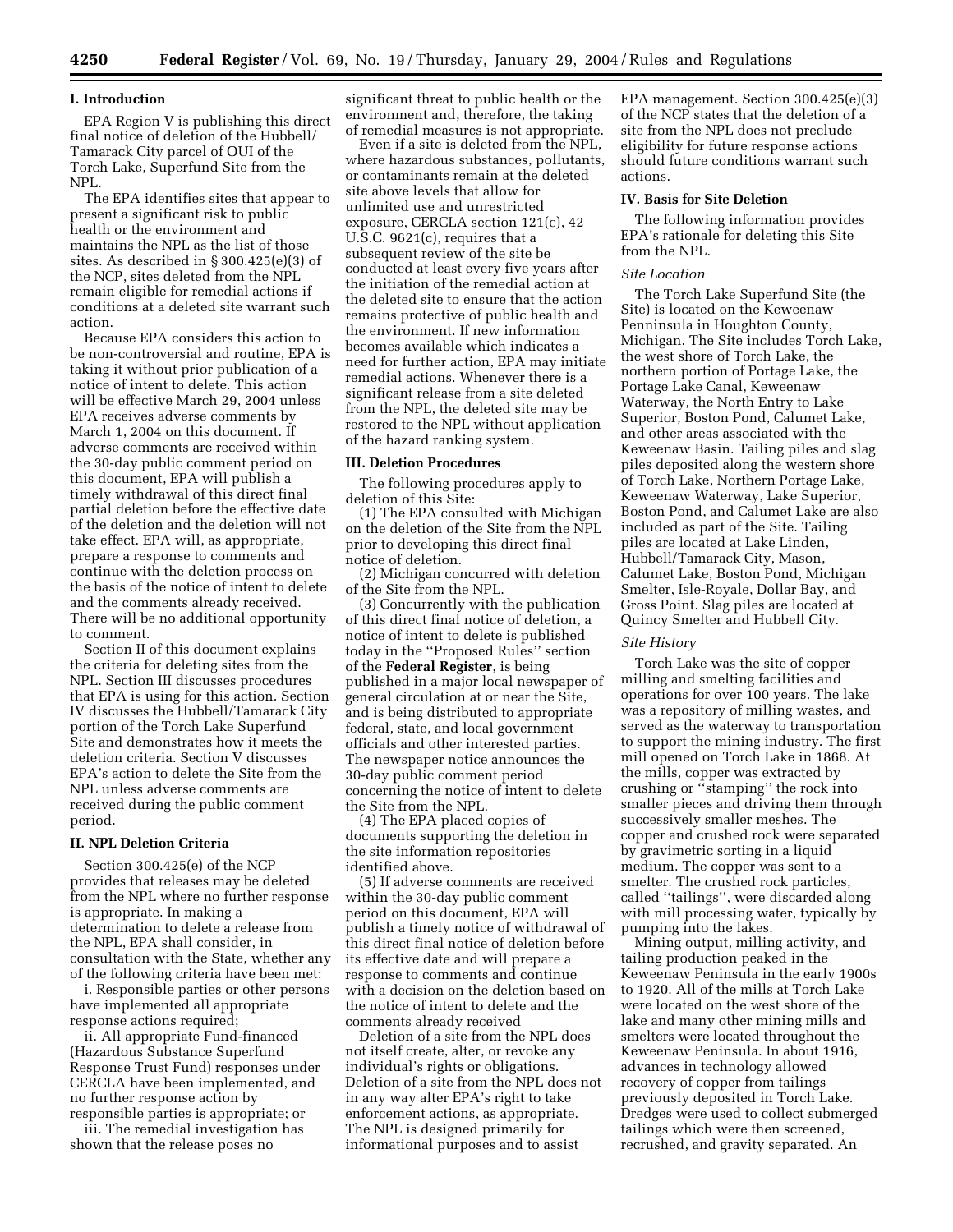## I. Introduction

EPA Region V is publishing this direct final notice of deletion of the Hubbell/Tamarack City parcel of OUI of the Torch Lake, Superfund Site from the NPL.

The EPA identifies sites that appear to present a significant risk to public health or the environment and maintains the NPL as the list of those sites. As described in § 300.425(e)(3) of the NCP, sites deleted from the NPL remain eligible for remedial actions if conditions at a deleted site warrant such action.

Because EPA considers this action to be non-controversial and routine, EPA is taking it without prior publication of a notice of intent to delete. This action will be effective March 29, 2004 unless EPA receives adverse comments by March 1, 2004 on this document. If adverse comments are received within the 30-day public comment period on this document, EPA will publish a timely withdrawal of this direct final partial deletion before the effective date of the deletion and the deletion will not take effect. EPA will, as appropriate, prepare a response to comments and continue with the deletion process on the basis of the notice of intent to delete and the comments already received. There will be no additional opportunity to comment.

Section II of this document explains the criteria for deleting sites from the NPL. Section III discusses procedures that EPA is using for this action. Section IV discusses the Hubbell/Tamarack City portion of the Torch Lake Superfund Site and demonstrates how it meets the deletion criteria. Section V discusses EPA's action to delete the Site from the NPL unless adverse comments are received during the public comment period.

## II. NPL Deletion Criteria

Section 300.425(e) of the NCP provides that releases may be deleted from the NPL where no further response is appropriate. In making a determination to delete a release from the NPL, EPA shall consider, in consultation with the State, whether any of the following criteria have been met:

i. Responsible parties or other persons have implemented all appropriate response actions required;

ii. All appropriate Fund-financed (Hazardous Substance Superfund Response Trust Fund) responses under CERCLA have been implemented, and no further response action by responsible parties is appropriate; or

iii. The remedial investigation has shown that the release poses no significant threat to public health or the environment and, therefore, the taking of remedial measures is not appropriate.

Even if a site is deleted from the NPL, where hazardous substances, pollutants, or contaminants remain at the deleted site above levels that allow for unlimited use and unrestricted exposure, CERCLA section 121(c), 42 U.S.C. 9621(c), requires that a subsequent review of the site be conducted at least every five years after the initiation of the remedial action at the deleted site to ensure that the action remains protective of public health and the environment. If new information becomes available which indicates a need for further action, EPA may initiate remedial actions. Whenever there is a significant release from a site deleted from the NPL, the deleted site may be restored to the NPL without application of the hazard ranking system.

## III. Deletion Procedures

The following procedures apply to deletion of this Site:

(1) The EPA consulted with Michigan on the deletion of the Site from the NPL prior to developing this direct final notice of deletion.

(2) Michigan concurred with deletion of the Site from the NPL.

(3) Concurrently with the publication of this direct final notice of deletion, a notice of intent to delete is published today in the ''Proposed Rules'' section of the **Federal Register**, is being published in a major local newspaper of general circulation at or near the Site, and is being distributed to appropriate federal, state, and local government officials and other interested parties. The newspaper notice announces the 30-day public comment period concerning the notice of intent to delete the Site from the NPL.

(4) The EPA placed copies of documents supporting the deletion in the site information repositories identified above.

(5) If adverse comments are received within the 30-day public comment period on this document, EPA will publish a timely notice of withdrawal of this direct final notice of deletion before its effective date and will prepare a response to comments and continue with a decision on the deletion based on the notice of intent to delete and the comments already received

Deletion of a site from the NPL does not itself create, alter, or revoke any individual's rights or obligations. Deletion of a site from the NPL does not in any way alter EPA's right to take enforcement actions, as appropriate. The NPL is designed primarily for informational purposes and to assist EPA management. Section 300.425(e)(3) of the NCP states that the deletion of a site from the NPL does not preclude eligibility for future response actions should future conditions warrant such actions.

## IV. Basis for Site Deletion

The following information provides EPA's rationale for deleting this Site from the NPL.

### *Site Location*

The Torch Lake Superfund Site (the Site) is located on the Keweenaw Penninsula in Houghton County, Michigan. The Site includes Torch Lake, the west shore of Torch Lake, the northern portion of Portage Lake, the Portage Lake Canal, Keweenaw Waterway, the North Entry to Lake Superior, Boston Pond, Calumet Lake, and other areas associated with the Keweenaw Basin. Tailing piles and slag piles deposited along the western shore of Torch Lake, Northern Portage Lake, Keweenaw Waterway, Lake Superior, Boston Pond, and Calumet Lake are also included as part of the Site. Tailing piles are located at Lake Linden, Hubbell/Tamarack City, Mason, Calumet Lake, Boston Pond, Michigan Smelter, Isle-Royale, Dollar Bay, and Gross Point. Slag piles are located at Quincy Smelter and Hubbell City.

### *Site History*

Torch Lake was the site of copper milling and smelting facilities and operations for over 100 years. The lake was a repository of milling wastes, and served as the waterway to transportation to support the mining industry. The first mill opened on Torch Lake in 1868. At the mills, copper was extracted by crushing or ''stamping'' the rock into smaller pieces and driving them through successively smaller meshes. The copper and crushed rock were separated by gravimetric sorting in a liquid medium. The copper was sent to a smelter. The crushed rock particles, called ''tailings'', were discarded along with mill processing water, typically by pumping into the lakes.

Mining output, milling activity, and tailing production peaked in the Keweenaw Peninsula in the early 1900s to 1920. All of the mills at Torch Lake were located on the west shore of the lake and many other mining mills and smelters were located throughout the Keweenaw Peninsula. In about 1916, advances in technology allowed recovery of copper from tailings previously deposited in Torch Lake. Dredges were used to collect submerged tailings which were then screened, recrushed, and gravity separated. An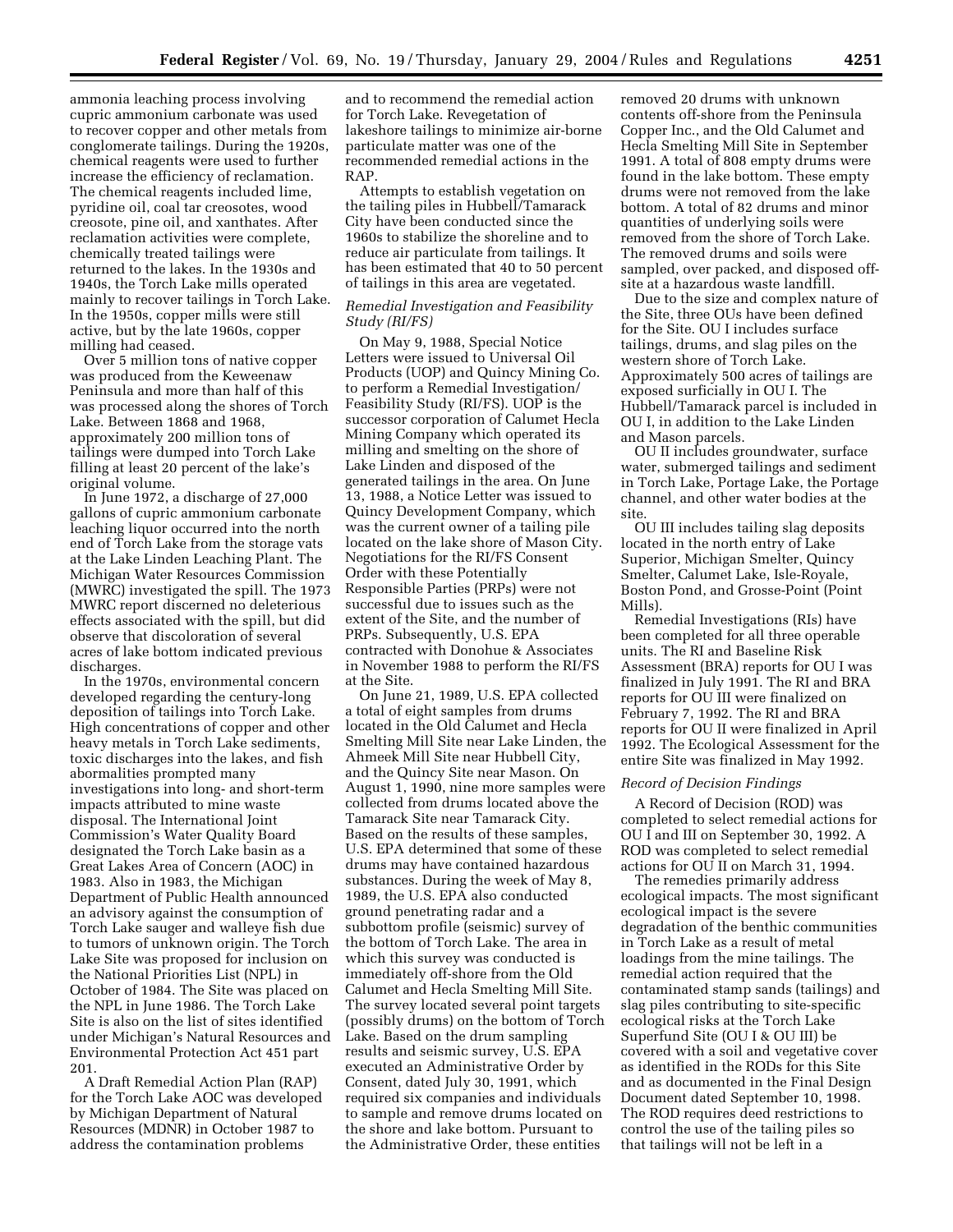ammonia leaching process involving cupric ammonium carbonate was used to recover copper and other metals from conglomerate tailings. During the 1920s, chemical reagents were used to further increase the efficiency of reclamation. The chemical reagents included lime, pyridine oil, coal tar creosotes, wood creosote, pine oil, and xanthates. After reclamation activities were complete, chemically treated tailings were returned to the lakes. In the 1930s and 1940s, the Torch Lake mills operated mainly to recover tailings in Torch Lake. In the 1950s, copper mills were still active, but by the late 1960s, copper milling had ceased.

Over 5 million tons of native copper was produced from the Keweenaw Peninsula and more than half of this was processed along the shores of Torch Lake. Between 1868 and 1968, approximately 200 million tons of tailings were dumped into Torch Lake filling at least 20 percent of the lake's original volume.

In June 1972, a discharge of 27,000 gallons of cupric ammonium carbonate leaching liquor occurred into the north end of Torch Lake from the storage vats at the Lake Linden Leaching Plant. The Michigan Water Resources Commission (MWRC) investigated the spill. The 1973 MWRC report discerned no deleterious effects associated with the spill, but did observe that discoloration of several acres of lake bottom indicated previous discharges.

In the 1970s, environmental concern developed regarding the century-long deposition of tailings into Torch Lake. High concentrations of copper and other heavy metals in Torch Lake sediments, toxic discharges into the lakes, and fish abnormalities prompted many investigations into long- and short-term impacts attributed to mine waste disposal. The International Joint Commission's Water Quality Board designated the Torch Lake basin as a Great Lakes Area of Concern (AOC) in 1983. Also in 1983, the Michigan Department of Public Health announced an advisory against the consumption of Torch Lake sauger and walleye fish due to tumors of unknown origin. The Torch Lake Site was proposed for inclusion on the National Priorities List (NPL) in October of 1984. The Site was placed on the NPL in June 1986. The Torch Lake Site is also on the list of sites identified under Michigan's Natural Resources and Environmental Protection Act 451 part 201.

A Draft Remedial Action Plan (RAP) for the Torch Lake AOC was developed by Michigan Department of Natural Resources (MDNR) in October 1987 to address the contamination problems and to recommend the remedial action for Torch Lake. Revegetation of lakeshore tailings to minimize air-borne particulate matter was one of the recommended remedial actions in the RAP.

Attempts to establish vegetation on the tailing piles in Hubbell/Tamarack City have been conducted since the 1960s to stabilize the shoreline and to reduce air particulate from tailings. It has been estimated that 40 to 50 percent of tailings in this area are vegetated.

*Remedial Investigation and Feasibility Study (RI/FS)*

On May 9, 1988, Special Notice Letters were issued to Universal Oil Products (UOP) and Quincy Mining Co. to perform a Remedial Investigation/Feasibility Study (RI/FS). UOP is the successor corporation of Calumet Hecla Mining Company which operated its milling and smelting on the shore of Lake Linden and disposed of the generated tailings in the area. On June 13, 1988, a Notice Letter was issued to Quincy Development Company, which was the current owner of a tailing pile located on the lake shore of Mason City. Negotiations for the RI/FS Consent Order with these Potentially Responsible Parties (PRPs) were not successful due to issues such as the extent of the Site, and the number of PRPs. Subsequently, U.S. EPA contracted with Donohue & Associates in November 1988 to perform the RI/FS at the Site.

On June 21, 1989, U.S. EPA collected a total of eight samples from drums located in the Old Calumet and Hecla Smelting Mill Site near Lake Linden, the Ahmeek Mill Site near Hubbell City, and the Quincy Site near Mason. On August 1, 1990, nine more samples were collected from drums located above the Tamarack Site near Tamarack City. Based on the results of these samples, U.S. EPA determined that some of these drums may have contained hazardous substances. During the week of May 8, 1989, the U.S. EPA also conducted ground penetrating radar and a subbottom profile (seismic) survey of the bottom of Torch Lake. The area in which this survey was conducted is immediately off-shore from the Old Calumet and Hecla Smelting Mill Site. The survey located several point targets (possibly drums) on the bottom of Torch Lake. Based on the drum sampling results and seismic survey, U.S. EPA executed an Administrative Order by Consent, dated July 30, 1991, which required six companies and individuals to sample and remove drums located on the shore and lake bottom. Pursuant to the Administrative Order, these entities removed 20 drums with unknown contents off-shore from the Peninsula Copper Inc., and the Old Calumet and Hecla Smelting Mill Site in September 1991. A total of 808 empty drums were found in the lake bottom. These empty drums were not removed from the lake bottom. A total of 82 drums and minor quantities of underlying soils were removed from the shore of Torch Lake. The removed drums and soils were sampled, over packed, and disposed off-site at a hazardous waste landfill.

Due to the size and complex nature of the Site, three OUs have been defined for the Site. OU I includes surface tailings, drums, and slag piles on the western shore of Torch Lake. Approximately 500 acres of tailings are exposed surficially in OU I. The Hubbell/Tamarack parcel is included in OU I, in addition to the Lake Linden and Mason parcels.

OU II includes groundwater, surface water, submerged tailings and sediment in Torch Lake, Portage Lake, the Portage channel, and other water bodies at the site.

OU III includes tailing slag deposits located in the north entry of Lake Superior, Michigan Smelter, Quincy Smelter, Calumet Lake, Isle-Royale, Boston Pond, and Grosse-Point (Point Mills).

Remedial Investigations (RIs) have been completed for all three operable units. The RI and Baseline Risk Assessment (BRA) reports for OU I was finalized in July 1991. The RI and BRA reports for OU III were finalized on February 7, 1992. The RI and BRA reports for OU II were finalized in April 1992. The Ecological Assessment for the entire Site was finalized in May 1992.

*Record of Decision Findings*

A Record of Decision (ROD) was completed to select remedial actions for OU I and III on September 30, 1992. A ROD was completed to select remedial actions for OU II on March 31, 1994.

The remedies primarily address ecological impacts. The most significant ecological impact is the severe degradation of the benthic communities in Torch Lake as a result of metal loadings from the mine tailings. The remedial action required that the contaminated stamp sands (tailings) and slag piles contributing to site-specific ecological risks at the Torch Lake Superfund Site (OU I & OU III) be covered with a soil and vegetative cover as identified in the RODs for this Site and as documented in the Final Design Document dated September 10, 1998. The ROD requires deed restrictions to control the use of the tailing piles so that tailings will not be left in a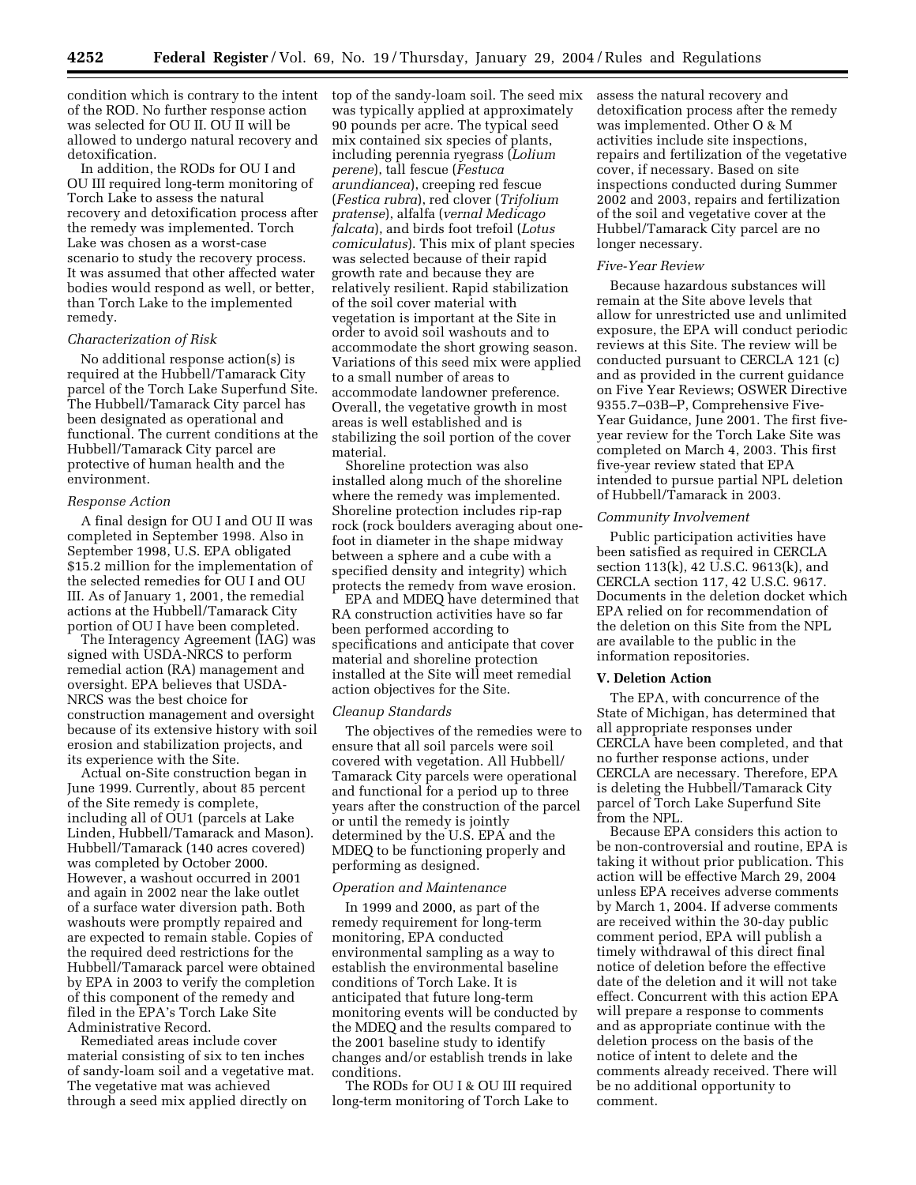condition which is contrary to the intent of the ROD. No further response action was selected for OU II. OU II will be allowed to undergo natural recovery and detoxification.

In addition, the RODs for OU I and OU III required long-term monitoring of Torch Lake to assess the natural recovery and detoxification process after the remedy was implemented. Torch Lake was chosen as a worst-case scenario to study the recovery process. It was assumed that other affected water bodies would respond as well, or better, than Torch Lake to the implemented remedy.

*Characterization of Risk*

No additional response action(s) is required at the Hubbell/Tamarack City parcel of the Torch Lake Superfund Site. The Hubbell/Tamarack City parcel has been designated as operational and functional. The current conditions at the Hubbell/Tamarack City parcel are protective of human health and the environment.

*Response Action*

A final design for OU I and OU II was completed in September 1998. Also in September 1998, U.S. EPA obligated $15.2 million for the implementation of the selected remedies for OU I and OU III. As of January 1, 2001, the remedial actions at the Hubbell/Tamarack City portion of OU I have been completed.

The Interagency Agreement (IAG) was signed with USDA-NRCS to perform remedial action (RA) management and oversight. EPA believes that USDA-NRCS was the best choice for construction management and oversight because of its extensive history with soil erosion and stabilization projects, and its experience with the Site.

Actual on-Site construction began in June 1999. Currently, about 85 percent of the Site remedy is complete, including all of OU1 (parcels at Lake Linden, Hubbell/Tamarack and Mason). Hubbell/Tamarack (140 acres covered) was completed by October 2000. However, a washout occurred in 2001 and again in 2002 near the lake outlet of a surface water diversion path. Both washouts were promptly repaired and are expected to remain stable. Copies of the required deed restrictions for the Hubbell/Tamarack parcel were obtained by EPA in 2003 to verify the completion of this component of the remedy and filed in the EPA's Torch Lake Site Administrative Record.

Remediated areas include cover material consisting of six to ten inches of sandy-loam soil and a vegetative mat. The vegetative mat was achieved through a seed mix applied directly on top of the sandy-loam soil. The seed mix was typically applied at approximately 90 pounds per acre. The typical seed mix contained six species of plants, including perennia ryegrass (*Lolium perene*), tall fescue (*Festuca arundiancea*), creeping red fescue (*Festica rubra*), red clover (*Trifolium pratense*), alfalfa (*vernal Medicago falcata*), and birds foot trefoil (*Lotus comiculatus*). This mix of plant species was selected because of their rapid growth rate and because they are relatively resilient. Rapid stabilization of the soil cover material with vegetation is important at the Site in order to avoid soil washouts and to accommodate the short growing season. Variations of this seed mix were applied to a small number of areas to accommodate landowner preference. Overall, the vegetative growth in most areas is well established and is stabilizing the soil portion of the cover material.

Shoreline protection was also installed along much of the shoreline where the remedy was implemented. Shoreline protection includes rip-rap rock (rock boulders averaging about one-foot in diameter in the shape midway between a sphere and a cube with a specified density and integrity) which protects the remedy from wave erosion.

EPA and MDEQ have determined that RA construction activities have so far been performed according to specifications and anticipate that cover material and shoreline protection installed at the Site will meet remedial action objectives for the Site.

*Cleanup Standards*

The objectives of the remedies were to ensure that all soil parcels were soil covered with vegetation. All Hubbell/Tamarack City parcels were operational and functional for a period up to three years after the construction of the parcel or until the remedy is jointly determined by the U.S. EPA and the MDEQ to be functioning properly and performing as designed.

*Operation and Maintenance*

In 1999 and 2000, as part of the remedy requirement for long-term monitoring, EPA conducted environmental sampling as a way to establish the environmental baseline conditions of Torch Lake. It is anticipated that future long-term monitoring events will be conducted by the MDEQ and the results compared to the 2001 baseline study to identify changes and/or establish trends in lake conditions.

The RODs for OU I & OU III required long-term monitoring of Torch Lake to assess the natural recovery and detoxification process after the remedy was implemented. Other O & M activities include site inspections, repairs and fertilization of the vegetative cover, if necessary. Based on site inspections conducted during Summer 2002 and 2003, repairs and fertilization of the soil and vegetative cover at the Hubbel/Tamarack City parcel are no longer necessary.

*Five-Year Review*

Because hazardous substances will remain at the Site above levels that allow for unrestricted use and unlimited exposure, the EPA will conduct periodic reviews at this Site. The review will be conducted pursuant to CERCLA 121 (c) and as provided in the current guidance on Five Year Reviews; OSWER Directive 9355.7–03B–P, Comprehensive Five-Year Guidance, June 2001. The first five-year review for the Torch Lake Site was completed on March 4, 2003. This first five-year review stated that EPA intended to pursue partial NPL deletion of Hubbell/Tamarack in 2003.

*Community Involvement*

Public participation activities have been satisfied as required in CERCLA section 113(k), 42 U.S.C. 9613(k), and CERCLA section 117, 42 U.S.C. 9617. Documents in the deletion docket which EPA relied on for recommendation of the deletion on this Site from the NPL are available to the public in the information repositories.

**V. Deletion Action**

The EPA, with concurrence of the State of Michigan, has determined that all appropriate responses under CERCLA have been completed, and that no further response actions, under CERCLA are necessary. Therefore, EPA is deleting the Hubbell/Tamarack City parcel of Torch Lake Superfund Site from the NPL.

Because EPA considers this action to be non-controversial and routine, EPA is taking it without prior publication. This action will be effective March 29, 2004 unless EPA receives adverse comments by March 1, 2004. If adverse comments are received within the 30-day public comment period, EPA will publish a timely withdrawal of this direct final notice of deletion before the effective date of the deletion and it will not take effect. Concurrent with this action EPA will prepare a response to comments and as appropriate continue with the deletion process on the basis of the notice of intent to delete and the comments already received. There will be no additional opportunity to comment.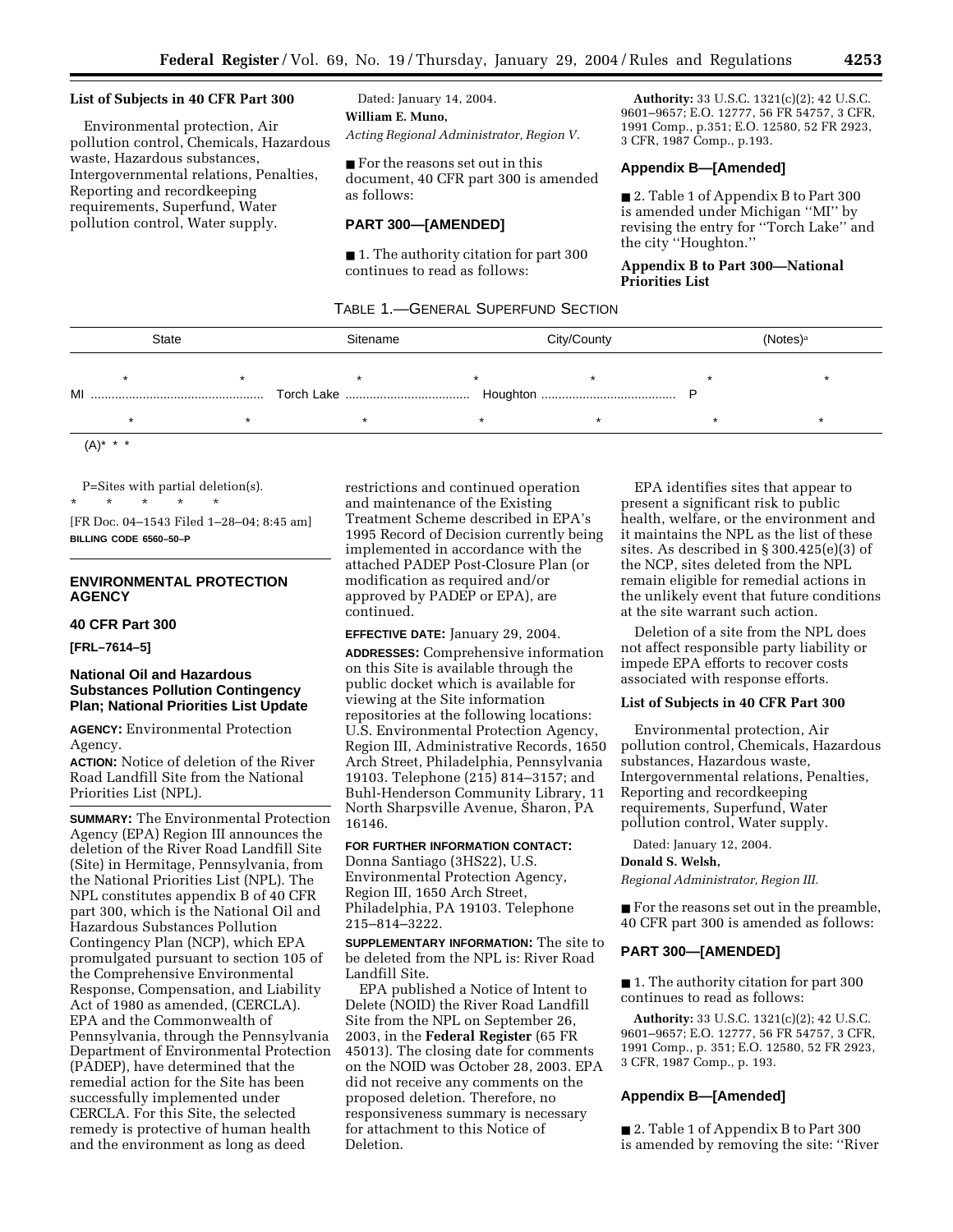**List of Subjects in 40 CFR Part 300**

Environmental protection, Air pollution control, Chemicals, Hazardous waste, Hazardous substances, Intergovernmental relations, Penalties, Reporting and recordkeeping requirements, Superfund, Water pollution control, Water supply.

Dated: January 14, 2004.

**William E. Muno,**

*Acting Regional Administrator, Region V.*

■ For the reasons set out in this document, 40 CFR part 300 is amended as follows:

**PART 300—[AMENDED]**

■ 1. The authority citation for part 300 continues to read as follows:

**Authority:** 33 U.S.C. 1321(c)(2); 42 U.S.C. 9601–9657; E.O. 12777, 56 FR 54757, 3 CFR, 1991 Comp., p.351; E.O. 12580, 52 FR 2923, 3 CFR, 1987 Comp., p.193.

**Appendix B—[Amended]**

■ 2. Table 1 of Appendix B to Part 300 is amended under Michigan ''MI'' by revising the entry for ''Torch Lake'' and the city ''Houghton.''

**Appendix B to Part 300—National Priorities List**

TABLE 1.—GENERAL SUPERFUND SECTION

| State | Sitename | City/County | (Notes)[a] |
|---|---|---|---|
| * | * | * | * |
| MI | Torch Lake | Houghton | P |
| * | * | * | * |

(A)* * *

P=Sites with partial deletion(s).

\* \* \* \* \*

[FR Doc. 04–1543 Filed 1–28–04; 8:45 am]

**BILLING CODE 6560–50–P**

---

**ENVIRONMENTAL PROTECTION AGENCY**

**40 CFR Part 300**

**[FRL–7614–5]**

**National Oil and Hazardous Substances Pollution Contingency Plan; National Priorities List Update**

**AGENCY:** Environmental Protection Agency.

**ACTION:** Notice of deletion of the River Road Landfill Site from the National Priorities List (NPL).

**SUMMARY:** The Environmental Protection Agency (EPA) Region III announces the deletion of the River Road Landfill Site (Site) in Hermitage, Pennsylvania, from the National Priorities List (NPL). The NPL constitutes appendix B of 40 CFR part 300, which is the National Oil and Hazardous Substances Pollution Contingency Plan (NCP), which EPA promulgated pursuant to section 105 of the Comprehensive Environmental Response, Compensation, and Liability Act of 1980 as amended, (CERCLA). EPA and the Commonwealth of Pennsylvania, through the Pennsylvania Department of Environmental Protection (PADEP), have determined that the remedial action for the Site has been successfully implemented under CERCLA. For this Site, the selected remedy is protective of human health and the environment as long as deed restrictions and continued operation and maintenance of the Existing Treatment Scheme described in EPA's 1995 Record of Decision currently being implemented in accordance with the attached PADEP Post-Closure Plan (or modification as required and/or approved by PADEP or EPA), are continued.

**EFFECTIVE DATE:** January 29, 2004.

**ADDRESSES:** Comprehensive information on this Site is available through the public docket which is available for viewing at the Site information repositories at the following locations: U.S. Environmental Protection Agency, Region III, Administrative Records, 1650 Arch Street, Philadelphia, Pennsylvania 19103. Telephone (215) 814–3157; and Buhl-Henderson Community Library, 11 North Sharpsville Avenue, Sharon, PA 16146.

**FOR FURTHER INFORMATION CONTACT:** Donna Santiago (3HS22), U.S. Environmental Protection Agency, Region III, 1650 Arch Street, Philadelphia, PA 19103. Telephone 215–814–3222.

**SUPPLEMENTARY INFORMATION:** The site to be deleted from the NPL is: River Road Landfill Site.

EPA published a Notice of Intent to Delete (NOID) the River Road Landfill Site from the NPL on September 26, 2003, in the **Federal Register** (65 FR 45013). The closing date for comments on the NOID was October 28, 2003. EPA did not receive any comments on the proposed deletion. Therefore, no responsiveness summary is necessary for attachment to this Notice of Deletion.

EPA identifies sites that appear to present a significant risk to public health, welfare, or the environment and it maintains the NPL as the list of these sites. As described in § 300.425(e)(3) of the NCP, sites deleted from the NPL remain eligible for remedial actions in the unlikely event that future conditions at the site warrant such action.

Deletion of a site from the NPL does not affect responsible party liability or impede EPA efforts to recover costs associated with response efforts.

**List of Subjects in 40 CFR Part 300**

Environmental protection, Air pollution control, Chemicals, Hazardous substances, Hazardous waste, Intergovernmental relations, Penalties, Reporting and recordkeeping requirements, Superfund, Water pollution control, Water supply.

Dated: January 12, 2004.

**Donald S. Welsh,**

*Regional Administrator, Region III.*

■ For the reasons set out in the preamble, 40 CFR part 300 is amended as follows:

**PART 300—[AMENDED]**

■ 1. The authority citation for part 300 continues to read as follows:

**Authority:** 33 U.S.C. 1321(c)(2); 42 U.S.C. 9601–9657; E.O. 12777, 56 FR 54757, 3 CFR, 1991 Comp., p. 351; E.O. 12580, 52 FR 2923, 3 CFR, 1987 Comp., p. 193.

**Appendix B—[Amended]**

■ 2. Table 1 of Appendix B to Part 300 is amended by removing the site: ''River